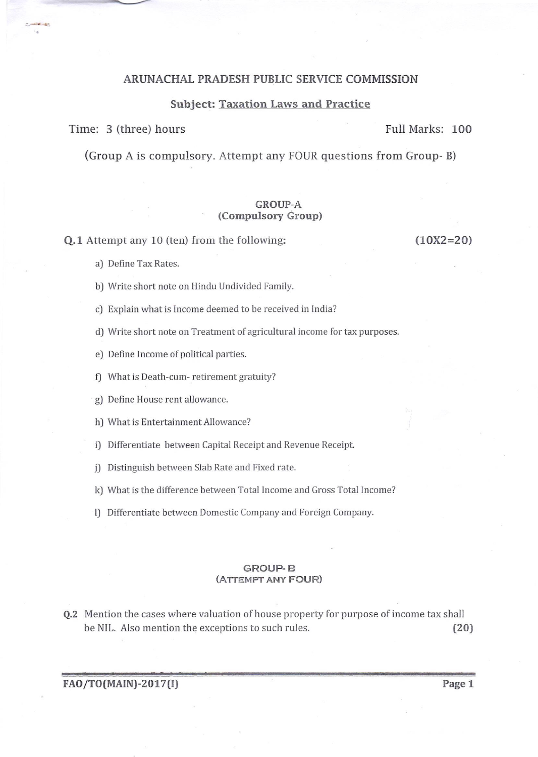# ARUNACHAL PRADESH PUBLIC SERVICE COMMISSION

## Subject: Taxation Laws and Practice

Time: 3 (three) hours　　　　　　　　　　　　　　　　Full Marks: **100**

(Group A is compulsory. Attempt any FOUR questions from Group- B)

### GROUP-A
### (Compulsory Group)

**Q.1** Attempt any 10 (ten) from the following: **(10X2=20)**

a) Define Tax Rates.

b) Write short note on Hindu Undivided Family.

c) Explain what is Income deemed to be received in India?

d) Write short note on Treatment of agricultural income for tax purposes.

e) Define Income of political parties.

f) What is Death-cum- retirement gratuity?

g) Define House rent allowance.

h) What is Entertainment Allowance?

i) Differentiate between Capital Receipt and Revenue Receipt.

j) Distinguish between Slab Rate and Fixed rate.

k) What is the difference between Total Income and Gross Total Income?

l) Differentiate between Domestic Company and Foreign Company.

### GROUP- B
### (ATTEMPT ANY FOUR)

**Q.2** Mention the cases where valuation of house property for purpose of income tax shall be NIL. Also mention the exceptions to such rules. **(20)**

**FAO/TO(MAIN)-2017(I)**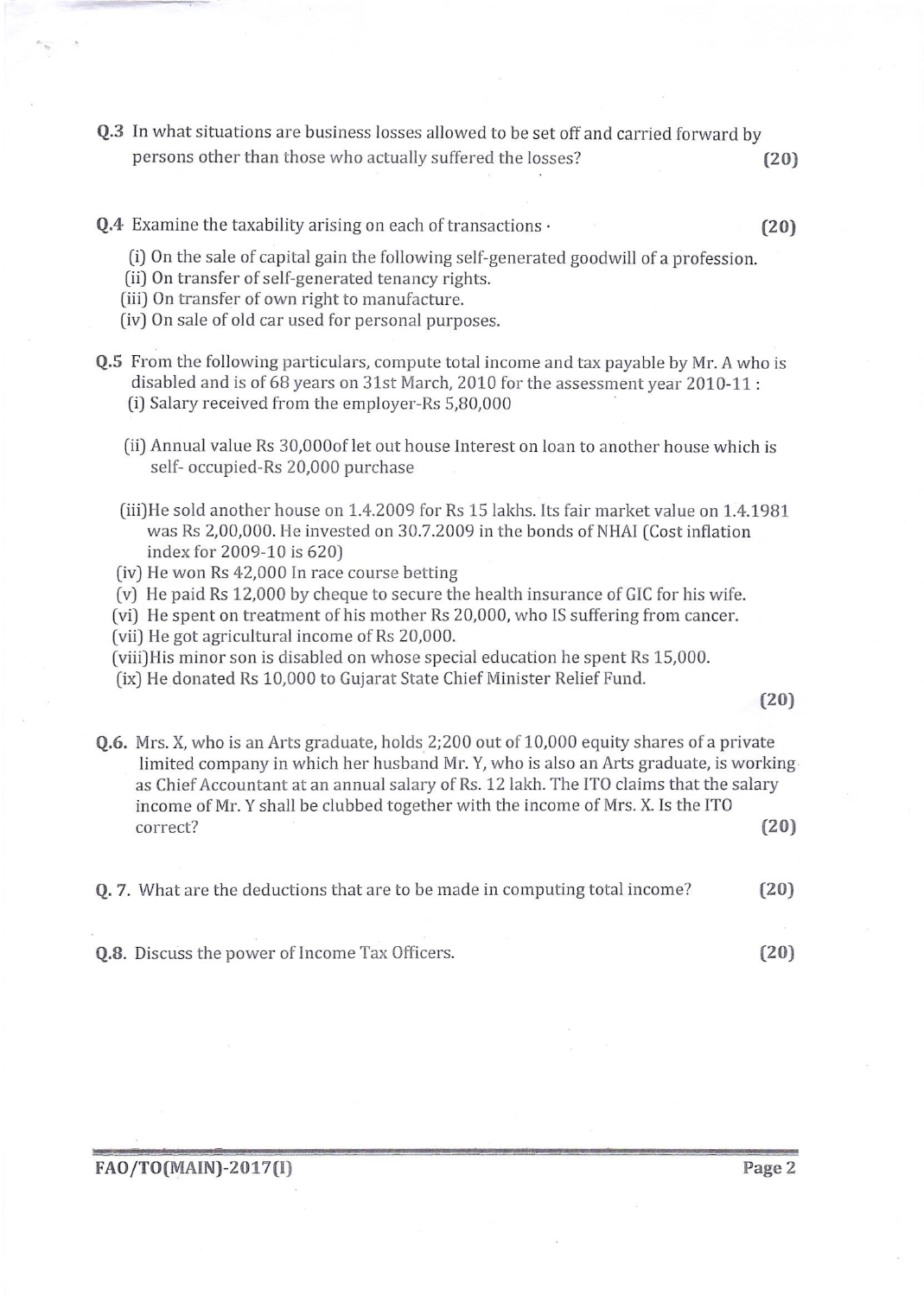**Q.3** In what situations are business losses allowed to be set off and carried forward by persons other than those who actually suffered the losses? **(20)**

**Q.4** Examine the taxability arising on each of transactions · **(20)**

(i) On the sale of capital gain the following self-generated goodwill of a profession.
(ii) On transfer of self-generated tenancy rights.
(iii) On transfer of own right to manufacture.
(iv) On sale of old car used for personal purposes.

**Q.5** From the following particulars, compute total income and tax payable by Mr. A who is disabled and is of 68 years on 31st March, 2010 for the assessment year 2010-11 :

(i) Salary received from the employer-Rs 5,80,000

(ii) Annual value Rs 30,000of let out house Interest on loan to another house which is self- occupied-Rs 20,000 purchase

(iii)He sold another house on 1.4.2009 for Rs 15 lakhs. Its fair market value on 1.4.1981 was Rs 2,00,000. He invested on 30.7.2009 in the bonds of NHAI (Cost inflation index for 2009-10 is 620)
(iv) He won Rs 42,000 In race course betting
(v) He paid Rs 12,000 by cheque to secure the health insurance of GIC for his wife.
(vi) He spent on treatment of his mother Rs 20,000, who IS suffering from cancer.
(vii) He got agricultural income of Rs 20,000.
(viii)His minor son is disabled on whose special education he spent Rs 15,000.
(ix) He donated Rs 10,000 to Gujarat State Chief Minister Relief Fund.

**(20)**

**Q.6.** Mrs. X, who is an Arts graduate, holds 2;200 out of 10,000 equity shares of a private limited company in which her husband Mr. Y, who is also an Arts graduate, is working as Chief Accountant at an annual salary of Rs. 12 lakh. The ITO claims that the salary income of Mr. Y shall be clubbed together with the income of Mrs. X. Is the ITO correct? **(20)**

**Q. 7.** What are the deductions that are to be made in computing total income? **(20)**

**Q.8.** Discuss the power of Income Tax Officers. **(20)**